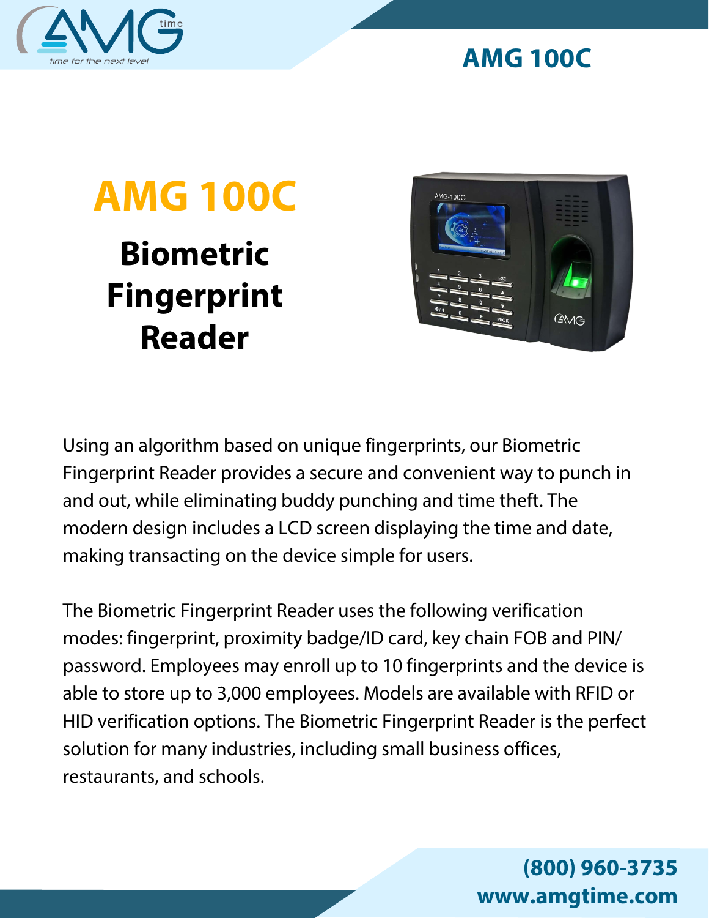# AMG 100C

## Biometric Fingerprint Reader

Using an algorithm based on unique fingerprints, our Biometric Fingerprint Reader provides a secure and convenient way to punch in and out, while eliminating buddy punching and time theft. The modern design includes a LCD screen displaying the time and date, making transacting on the device simple for users.

The Biometric Fingerprint Reader uses the following verification modes: fingerprint, proximity badge/ID card, key chain FOB and PIN/ password. Employees may enroll up to 10 fingerprints and the device is able to store up to 3,000 employees. Models are available with RFID or HID verification options. The Biometric Fingerprint Reader is the perfect solution for many industries, including small business offices, restaurants, and schools.

**(800) 960-3735**
**www.amgtime.com**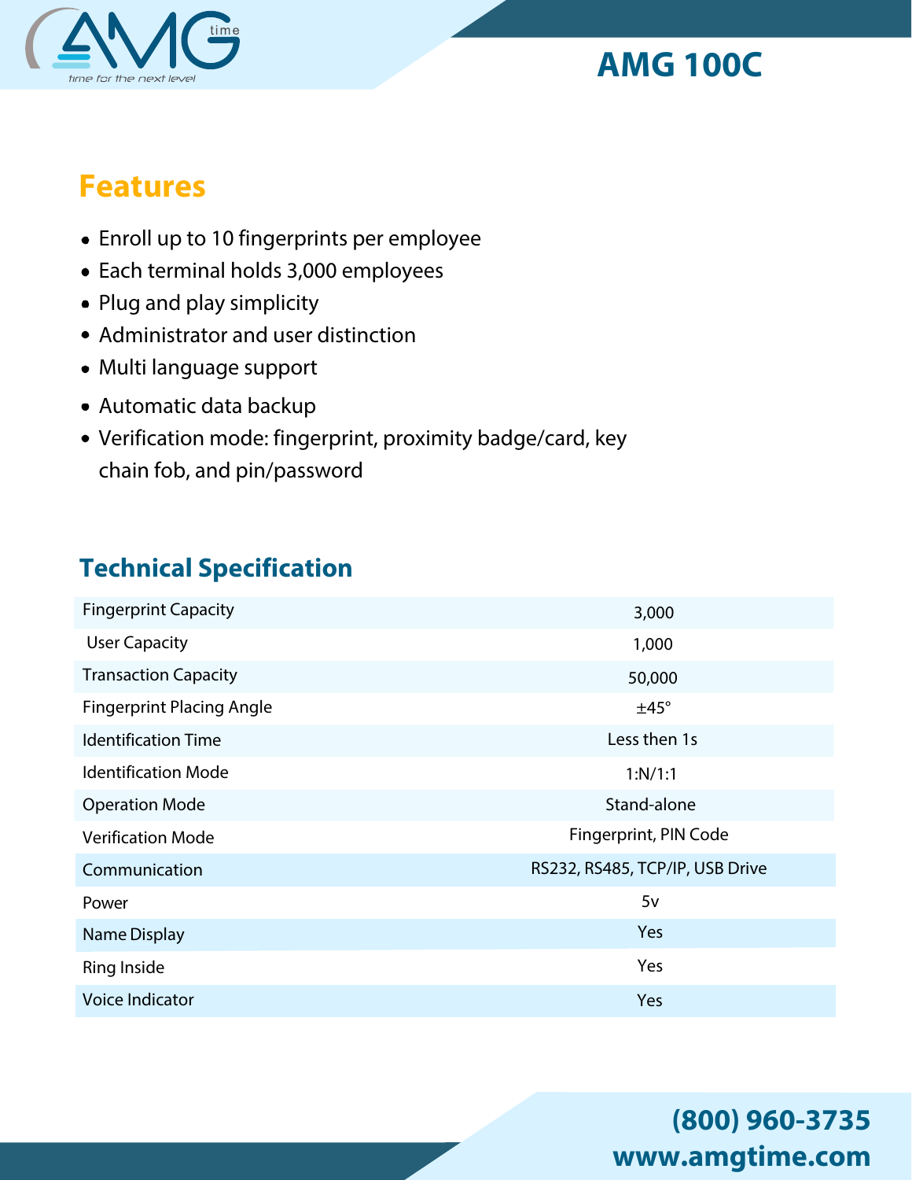# AMG 100C

## Features

- Enroll up to 10 fingerprints per employee
- Each terminal holds 3,000 employees
- Plug and play simplicity
- Administrator and user distinction
- Multi language support
- Automatic data backup
- Verification mode: fingerprint, proximity badge/card, key chain fob, and pin/password

## Technical Specification

| | |
|---|---|
| Fingerprint Capacity | 3,000 |
| User Capacity | 1,000 |
| Transaction Capacity | 50,000 |
| Fingerprint Placing Angle | ±45° |
| Identification Time | Less then 1s |
| Identification Mode | 1:N/1:1 |
| Operation Mode | Stand-alone |
| Verification Mode | Fingerprint, PIN Code |
| Communication | RS232, RS485, TCP/IP, USB Drive |
| Power | 5v |
| Name Display | Yes |
| Ring Inside | Yes |
| Voice Indicator | Yes |

**(800) 960-3735**
**www.amgtime.com**